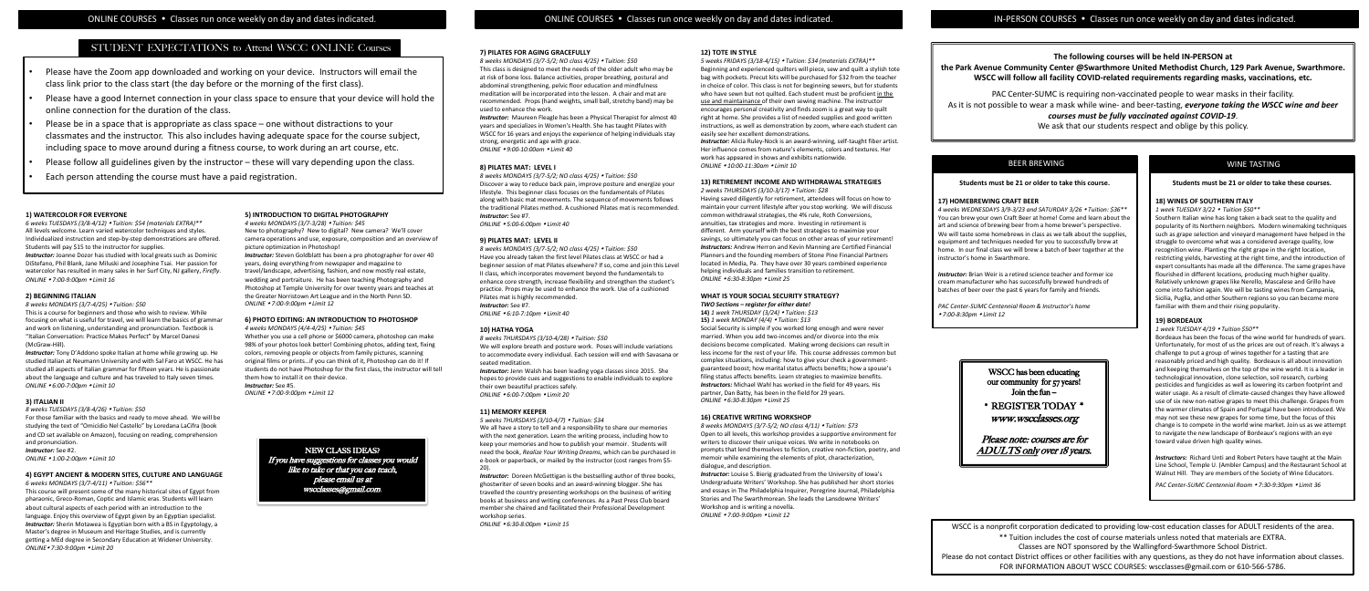## STUDENT EXPECTATIONS to Attend WSCC ONLINE Courses

- Please have the Zoom app downloaded and working on your device. Instructors will email the class link prior to the class start (the day before or the morning of the first class).
- Please have a good Internet connection in your class space to ensure that your device will hold the online connection for the duration of the class.
- Please be in a space that is appropriate as class space – one without distractions to your classmates and the instructor. This also includes having adequate space for the course subject, including space to move around during a fitness course, to work during an art course, etc.
- Please follow all guidelines given by the instructor – these will vary depending upon the class.
- Each person attending the course must have a paid registration.

### 1) WATERCOLOR FOR EVERYONE

*6 weeks TUESDAYS (3/8-4/12) • Tuition: $54 (materials EXTRA)\*\**

All levels welcome. Learn varied watercolor techniques and styles. Individualized instruction and step-by-step demonstrations are offered. Students will pay $15 to the instructor for supplies.

***Instructor:*** Joanne Dozor has studied with local greats such as Dominic DiStefano, Phil Blank, Jane Miluski and Josephine Tsai. Her passion for watercolor has resulted in many sales in her Surf City, NJ gallery, *Firefly*.

*ONLINE • 7:00-9:00pm • Limit 16*

### 2) BEGINNING ITALIAN

*8 weeks MONDAYS (3/7-4/25) • Tuition: $50*

This is a course for beginners and those who wish to review. While focusing on what is useful for travel, we will learn the basics of grammar and work on listening, understanding and pronunciation. Textbook is "Italian Conversation: Practice Makes Perfect" by Marcel Danesi (McGraw-Hill).

***Instructor:*** Tony D'Addono spoke Italian at home while growing up. He studied Italian at Neumann University and with Sal Faro at WSCC. He has studied all aspects of Italian grammar for fifteen years. He is passionate about the language and culture and has traveled to Italy seven times.

*ONLINE • 6:00-7:00pm • Limit 10*

### 3) ITALIAN II

*8 weeks TUESDAYS (3/8-4/26) • Tuition: $50*

For those familiar with the basics and ready to move ahead. We will be studying the text of "Omicidio Nel Castello" by Loredana LaCifra (book and CD set available on Amazon), focusing on reading, comprehension and pronunciation.

***Instructor:*** See #2.

*ONLINE • 1:00-2:00pm • Limit 10*

### 4) EGYPT ANCIENT & MODERN SITES, CULTURE AND LANGUAGE

*6 weeks MONDAYS (3/7-4/11) • Tuition: $56\*\**

This course will present some of the many historical sites of Egypt from pharaonic, Greco-Roman, Coptic and Islamic eras. Students will learn about cultural aspects of each period with an introduction to the language. Enjoy this overview of Egypt given by an Egyptian specialist.

***Instructor:*** Sherin Motawea is Egyptian born with a BS in Egyptology, a Master's degree in Museum and Heritage Studies, and is currently getting a MEd degree in Secondary Education at Widener University.

*ONLINE • 7:30-9:00pm • Limit 20*

### 5) INTRODUCTION TO DIGITAL PHOTOGRAPHY

*4 weeks MONDAYS (3/7-3/28) • Tuition: $45*

New to photography? New to digital? New camera? We'll cover camera operations and use, exposure, composition and an overview of picture optimization in Photoshop!

***Instructor:*** Steven Goldblatt has been a pro photographer for over 40 years, doing everything from newspaper and magazine to travel/landscape, advertising, fashion, and now mostly real estate, wedding and portraiture. He has been teaching Photography and Photoshop at Temple University for over twenty years and teaches at the Greater Norristown Art League and in the North Penn SD.

*ONLINE • 7:00-9:00pm • Limit 12*

### 6) PHOTO EDITING: AN INTRODUCTION TO PHOTOSHOP

*4 weeks MONDAYS (4/4-4/25) • Tuition: $45*

Whether you use a cell phone or $6000 camera, photoshop can make 98% of your photos look better! Combining photos, adding text, fixing colors, removing people or objects from family pictures, scanning original films or prints...if you can think of it, Photoshop can do it! If students do not have Photoshop for the first class, the instructor will tell them how to install it on their device.

***Instructor:*** See #5.

*ONLINE • 7:00-9:00pm • Limit 12*

**NEW CLASS IDEAS?**
*If you have suggestions for classes you would like to take or that you can teach, please email us at wscclasses@gmail.com.*

### 7) PILATES FOR AGING GRACEFULLY

*8 weeks MONDAYS (3/7-5/2; NO class 4/25) • Tuition: $50*

This class is designed to meet the needs of the older adult who may be at risk of bone loss. Balance activities, proper breathing, postural and abdominal strengthening, pelvic floor education and mindfulness meditation will be incorporated into the lesson. A chair and mat are recommended. Props (hand weights, small ball, stretchy band) may be used to enhance the work.

***Instructor:*** Maureen Fleagle has been a Physical Therapist for almost 40 years and specializes in Women's Health. She has taught Pilates with WSCC for 16 years and enjoys the experience of helping individuals stay strong, energetic and age with grace.

*ONLINE • 9:00-10:00am • Limit 40*

### 8) PILATES MAT: LEVEL I

*8 weeks MONDAYS (3/7-5/2; NO class 4/25) • Tuition: $50*

Discover a way to reduce back pain, improve posture and energize your lifestyle. This beginner class focuses on the fundamentals of Pilates along with basic mat movements. The sequence of movements follows the traditional Pilates method. A cushioned Pilates mat is recommended.

***Instructor:*** See #7.

*ONLINE • 5:00-6:00pm • Limit 40*

### 9) PILATES MAT: LEVEL II

*8 weeks MONDAYS (3/7-5/2; NO class 4/25) • Tuition: $50*

Have you already taken the first level Pilates class at WSCC or had a beginner session of mat Pilates elsewhere? If so, come and join this Level II class, which incorporates movement beyond the fundamentals to enhance core strength, increase flexibility and strengthen the student's practice. Props may be used to enhance the work. Use of a cushioned Pilates mat is highly recommended.

***Instructor:*** See #7.

*ONLINE • 6:10-7:10pm • Limit 40*

### 10) HATHA YOGA

*8 weeks THURSDAYS (3/10-4/28) • Tuition: $50*

We will explore breath and posture work. Poses will include variations to accommodate every individual. Each session will end with Savasana or seated meditation.

***Instructor:*** Jenn Walsh has been leading yoga classes since 2015. She hopes to provide cues and suggestions to enable individuals to explore their own beautiful practices safely.

*ONLINE • 6:00-7:00pm • Limit 20*

### 11) MEMORY KEEPER

*5 weeks THURSDAYS (3/10-4/7) • Tuition: $34*

We all have a story to tell and a responsibility to share our memories with the next generation. Learn the writing process, including how to keep your memories and how to publish your memoir. Students will need the book, *Realize Your Writing Dreams*, which can be purchased in e-book or paperback, or mailed by the instructor (cost ranges from $5-20).

***Instructor:*** Doreen McGettigan is the bestselling author of three books, ghostwriter of seven books and an award-winning blogger. She has travelled the country presenting workshops on the business of writing books at business and writing conferences. As a Past Press Club board member she chaired and facilitated their Professional Development workshop series.

*ONLINE • 6:30-8:00pm • Limit 15*

### 12) TOTE IN STYLE

*5 weeks FRIDAYS (3/18-4/15) • Tuition: $34 (materials EXTRA)\*\**

Beginning and experienced quilters will piece, sew and quilt a stylish tote bag with pockets. Precut kits will be purchased for $32 from the teacher in choice of color. This class is not for beginning sewers, but for students who have sewn but not quilted. Each student must be proficient in the use and maintenance of their own sewing machine. The instructor encourages personal creativity and finds zoom is a great way to quilt right at home. She provides a list of needed supplies and good written instructions, as well as demonstration by zoom, where each student can easily see her excellent demonstrations.

***Instructor:*** Alicia Ruley-Nock is an award-winning, self-taught fiber artist. Her influence comes from nature's elements, colors and textures. Her work has appeared in shows and exhibits nationwide.

*ONLINE • 10:00-11:30am • Limit 10*

### 13) RETIREMENT INCOME AND WITHDRAWAL STRATEGIES

*2 weeks THURSDAYS (3/10-3/17) • Tuition: $28*

Having saved diligently for retirement, attendees will focus on how to maintain your current lifestyle after you stop working. We will discuss common withdrawal strategies, the 4% rule, Roth Conversions, annuities, tax strategies and more. Investing in retirement is different. Arm yourself with the best strategies to maximize your savings, so ultimately you can focus on other areas of your retirement!

***Instructors:*** Andrew Herron and Kevin Manning are Certified Financial Planners and the founding members of Stone Pine Financial Partners located in Media, Pa. They have over 30 years combined experience helping individuals and families transition to retirement.

*ONLINE • 6:30-8:30pm • Limit 25*

### WHAT IS YOUR SOCIAL SECURITY STRATEGY?

***TWO Sections – register for either date!***

**14)** *1 week THURSDAY (3/24) • Tuition: $13*

**15)** *1 week MONDAY (4/4) • Tuition: $13*

Social Security is simple if you worked long enough and were never married. When you add two-incomes and/or divorce into the mix decisions become complicated. Making wrong decisions can result in less income for the rest of your life. This course addresses common but complex situations, including: how to give your check a government-guaranteed boost; how marital status affects benefits; how a spouse's filing status affects benefits. Learn strategies to maximize benefits.

***Instructors:*** Michael Wahl has worked in the field for 49 years. His partner, Dan Batty, has been in the field for 29 years.

*ONLINE • 6:30-8:30pm • Limit 25*

### 16) CREATIVE WRITING WORKSHOP

*8 weeks MONDAYS (3/7-5/2; NO class 4/11) • Tuition: $73*

Open to all levels, this workshop provides a supportive environment for writers to discover their unique voices. We write in notebooks on prompts that lend themselves to fiction, creative non-fiction, poetry, and memoir while examining the elements of plot, characterization, dialogue, and description.

***Instructor:*** Louise S. Bierig graduated from the University of Iowa's Undergraduate Writers' Workshop. She has published her short stories and essays in The Philadelphia Inquirer, Peregrine Journal, Philadelphia Stories and The Swarthmorean. She leads the Lansdowne Writers' Workshop and is writing a novella.

*ONLINE • 7:00-9:00pm • Limit 12*

**The following courses will be held IN-PERSON at the Park Avenue Community Center @Swarthmore United Methodist Church, 129 Park Avenue, Swarthmore. WSCC will follow all facility COVID-related requirements regarding masks, vaccinations, etc.**

PAC Center-SUMC is requiring non-vaccinated people to wear masks in their facility. As it is not possible to wear a mask while wine- and beer-tasting, ***everyone taking the WSCC wine and beer courses must be fully vaccinated against COVID-19***. We ask that our students respect and oblige by this policy.

## BEER BREWING

**Students must be 21 or older to take this course.**

### 17) HOMEBREWING CRAFT BEER

*4 weeks WEDNESDAYS 3/9-3/23 and SATURDAY 3/26 • Tuition: $36\*\**

You can brew your own Craft Beer at home! Come and learn about the art and science of brewing beer from a home brewer's perspective. We will taste some homebrews in class as we talk about the supplies, equipment and techniques needed for you to successfully brew at home. In our final class we will brew a batch of beer together at the instructor's home in Swarthmore.

***Instructor:*** Brian Weir is a retired science teacher and former ice cream manufacturer who has successfully brewed hundreds of batches of beer over the past 6 years for family and friends.

*PAC Center-SUMC Centennial Room & Instructor's home • 7:00-8:30pm • Limit 12*

**WSCC has been educating our community for 57 years! Join the fun –**
**\* REGISTER TODAY \***
*www.wscclasses.org*

*Please note: courses are for ADULTS only over 18 years.*

## WINE TASTING

**Students must be 21 or older to take these courses.**

### 18) WINES OF SOUTHERN ITALY

*1 week TUESDAY 3/22 • Tuition $50\*\**

Southern Italian wine has long taken a back seat to the quality and popularity of its Northern neighbors. Modern winemaking techniques such as grape selection and vineyard management have helped in the struggle to overcome what was a considered average quality, low recognition wine. Planting the right grape in the right location, restricting yields, harvesting at the right time, and the introduction of expert consultants has made all the difference. The same grapes have flourished in different locations, producing much higher quality. Relatively unknown grapes like Nerello, Mascalese and Grillo have come into fashion again. We will be tasting wines from Campania, Sicilia, Puglia, and other Southern regions so you can become more familiar with them and their rising popularity.

### 19) BORDEAUX

*1 week TUESDAY 4/19 • Tuition $50\*\**

Bordeaux has been the focus of the wine world for hundreds of years. Unfortunately, for most of us the prices are out of reach. It's always a challenge to put a group of wines together for a tasting that are reasonably priced and high quality. Bordeaux is all about innovation and keeping themselves on the top of the wine world. It is a leader in technological innovation, clone selection, soil research, curbing pesticides and fungicides as well as lowering its carbon footprint and water usage. As a result of climate-caused changes they have allowed use of six new non-native grapes to meet this challenge. Grapes from the warmer climates of Spain and Portugal have been introduced. We may not see these new grapes for some time, but the focus of this change is to compete in the world wine market. Join us as we attempt to navigate the new landscape of Bordeaux's regions with an eye toward value driven high quality wines.

***Instructors:*** Richard Unti and Robert Peters have taught at the Main Line School, Temple U. (Ambler Campus) and the Restaurant School at Walnut Hill. They are members of the Society of Wine Educators.

*PAC Center-SUMC Centennial Room • 7:30-9:30pm • Limit 36*

WSCC is a nonprofit corporation dedicated to providing low-cost education classes for ADULT residents of the area.
\*\* Tuition includes the cost of course materials unless noted that materials are EXTRA.
Classes are NOT sponsored by the Wallingford-Swarthmore School District.
Please do not contact District offices or other facilities with any questions, as they do not have information about classes.
FOR INFORMATION ABOUT WSCC COURSES: wscclasses@gmail.com or 610-566-5786.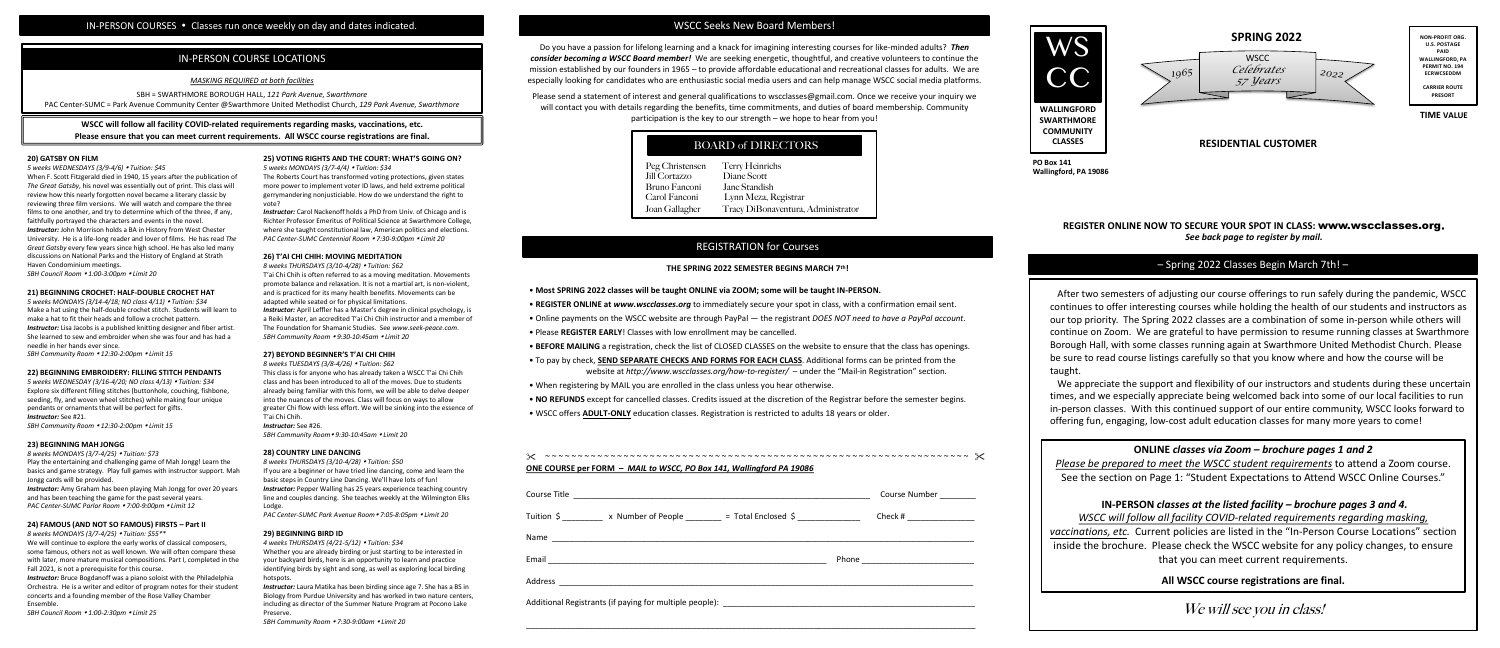## IN-PERSON COURSES • Classes run once weekly on day and dates indicated.

### IN-PERSON COURSE LOCATIONS

*MASKING REQUIRED at both facilities*

SBH = SWARTHMORE BOROUGH HALL, *121 Park Avenue, Swarthmore*
PAC Center-SUMC = Park Avenue Community Center @Swarthmore United Methodist Church, *129 Park Avenue, Swarthmore*

**WSCC will follow all facility COVID-related requirements regarding masks, vaccinations, etc. Please ensure that you can meet current requirements. All WSCC course registrations are final.**

#### 20) GATSBY ON FILM
*5 weeks WEDNESDAYS (3/9-4/6) • Tuition: $45*

When F. Scott Fitzgerald died in 1940, 15 years after the publication of *The Great Gatsby*, his novel was essentially out of print. This class will review how this nearly forgotten novel became a literary classic by reviewing three film versions. We will watch and compare the three films to one another, and try to determine which of the three, if any, faithfully portrayed the characters and events in the novel. ***Instructor:*** John Morrison holds a BA in History from West Chester University. He is a life-long reader and lover of films. He has read *The Great Gatsby* every few years since high school. He has also led many discussions on National Parks and the History of England at Strath Haven Condominium meetings.

*SBH Council Room • 1:00-3:00pm • Limit 20*

#### 21) BEGINNING CROCHET: HALF-DOUBLE CROCHET HAT
*5 weeks MONDAYS (3/14-4/18; NO class 4/11) • Tuition: $34*

Make a hat using the half-double crochet stitch. Students will learn to make a hat to fit their heads and follow a crochet pattern. ***Instructor:*** Lisa Jacobs is a published knitting designer and fiber artist. She learned to sew and embroider when she was four and has had a needle in her hands ever since.

*SBH Community Room • 12:30-2:00pm • Limit 15*

#### 22) BEGINNING EMBROIDERY: FILLING STITCH PENDANTS
*5 weeks WEDNESDAY (3/16-4/20; NO class 4/13) • Tuition: $34*

Explore six different filling stitches (buttonhole, couching, fishbone, seeding, fly, and woven wheel stitches) while making four unique pendants or ornaments that will be perfect for gifts.
***Instructor:*** See #21.

*SBH Community Room • 12:30-2:00pm • Limit 15*

#### 23) BEGINNING MAH JONGG
*8 weeks MONDAYS (3/7-4/25) • Tuition: $73*

Play the entertaining and challenging game of Mah Jongg! Learn the basics and game strategy. Play full games with instructor support. Mah Jongg cards will be provided.
***Instructor:*** Amy Graham has been playing Mah Jongg for over 20 years and has been teaching the game for the past several years.

*PAC Center-SUMC Parlor Room • 7:00-9:00pm • Limit 12*

#### 24) FAMOUS (AND NOT SO FAMOUS) FIRSTS – Part II
*8 weeks MONDAYS (3/7-4/25) • Tuition: $55\*\**

We will continue to explore the early works of classical composers, some famous, others not as well known. We will often compare these with later, more mature musical compositions. Part I, completed in the Fall 2021, is not a prerequisite for this course.
***Instructor:*** Bruce Bogdanoff was a piano soloist with the Philadelphia Orchestra. He is a writer and editor of program notes for their student concerts and a founding member of the Rose Valley Chamber Ensemble.

*SBH Council Room • 1:00-2:30pm • Limit 25*

#### 25) VOTING RIGHTS AND THE COURT: WHAT'S GOING ON?
*5 weeks MONDAYS (3/7-4/4) • Tuition: $34*

The Roberts Court has transformed voting protections, given states more power to implement voter ID laws, and held extreme political gerrymandering nonjusticiable. How do we understand the right to vote?
***Instructor:*** Carol Nackenoff holds a PhD from Univ. of Chicago and is Richter Professor Emeritus of Political Science at Swarthmore College, where she taught constitutional law, American politics and elections.

*PAC Center-SUMC Centennial Room • 7:30-9:00pm • Limit 20*

#### 26) T'AI CHI CHIH: MOVING MEDITATION
*8 weeks THURSDAYS (3/10-4/28) • Tuition: $62*

T'ai Chi Chih is often referred to as a moving meditation. Movements promote balance and relaxation. It is not a martial art, is non-violent, and is practiced for its many health benefits. Movements can be adapted while seated or for physical limitations.
***Instructor:*** April Leffler has a Master's degree in clinical psychology, is a Reiki Master, an accredited T'ai Chi Chih instructor and a member of The Foundation for Shamanic Studies. See *www.seek-peace.com*.

*SBH Community Room • 9:30-10:45am • Limit 20*

#### 27) BEYOND BEGINNER'S T'AI CHI CHIH
*8 weeks TUESDAYS (3/8-4/26) • Tuition: $62*

This class is for anyone who has already taken a WSCC T'ai Chi Chih class and has been introduced to all of the moves. Due to students already being familiar with this form, we will be able to delve deeper into the nuances of the moves. Class will focus on ways to allow greater Chi flow with less effort. We will be sinking into the essence of T'ai Chi Chih.
***Instructor:*** See #26.

*SBH Community Room • 9:30-10:45am • Limit 20*

#### 28) COUNTRY LINE DANCING
*8 weeks THURSDAYS (3/10-4/28) • Tuition: $50*

If you are a beginner or have tried line dancing, come and learn the basic steps in Country Line Dancing. We'll have lots of fun!
***Instructor:*** Pepper Walling has 25 years experience teaching country line and couples dancing. She teaches weekly at the Wilmington Elks Lodge.

*PAC Center-SUMC Park Avenue Room • 7:05-8:05pm • Limit 20*

#### 29) BEGINNING BIRD ID
*4 weeks THURSDAYS (4/21-5/12) • Tuition: $34*

Whether you are already birding or just starting to be interested in your backyard birds, here is an opportunity to learn and practice identifying birds by sight and song, as well as exploring local birding hotspots.
***Instructor:*** Laura Matika has been birding since age 7. She has a BS in Biology from Purdue University and has worked in two nature centers, including as director of the Summer Nature Program at Pocono Lake Preserve.

*SBH Community Room • 7:30-9:00am • Limit 20*

## WSCC Seeks New Board Members!

Do you have a passion for lifelong learning and a knack for imagining interesting courses for like-minded adults? ***Then consider becoming a WSCC Board member!*** We are seeking energetic, thoughtful, and creative volunteers to continue the mission established by our founders in 1965 – to provide affordable educational and recreational classes for adults. We are especially looking for candidates who are enthusiastic social media users and can help manage WSCC social media platforms.

Please send a statement of interest and general qualifications to wsscclasses@gmail.com. Once we receive your inquiry we will contact you with details regarding the benefits, time commitments, and duties of board membership. Community participation is the key to our strength – we hope to hear from you!

### BOARD of DIRECTORS

| | |
|---|---|
| Peg Christensen | Terry Heinrichs |
| Jill Cortazzo | Diane Scott |
| Bruno Fanconi | Jane Standish |
| Carol Fanconi | Lynn Meza, Registrar |
| Joan Gallagher | Tracy DiBonaventura, Administrator |

## REGISTRATION for Courses

**THE SPRING 2022 SEMESTER BEGINS MARCH 7th!**

- **Most SPRING 2022 classes will be taught ONLINE via ZOOM; some will be taught IN-PERSON.**
- **REGISTER ONLINE at *www.wscclasses.org*** to immediately secure your spot in class, with a confirmation email sent.
- Online payments on the WSCC website are through PayPal — the registrant *DOES NOT need to have a PayPal account*.
- Please **REGISTER EARLY**! Classes with low enrollment may be cancelled.
- **BEFORE MAILING** a registration, check the list of CLOSED CLASSES on the website to ensure that the class has openings.
- To pay by check, **SEND SEPARATE CHECKS AND FORMS FOR EACH CLASS**. Additional forms can be printed from the website at *http://www.wscclasses.org/how-to-register/* – under the "Mail-in Registration" section.
- When registering by MAIL you are enrolled in the class unless you hear otherwise.
- **NO REFUNDS** except for cancelled classes. Credits issued at the discretion of the Registrar before the semester begins.
- WSCC offers **ADULT-ONLY** education classes. Registration is restricted to adults 18 years or older.

**ONE COURSE per FORM – *MAIL to WSCC, PO Box 141, Wallingford PA 19086***

Course Title ______________________ Course Number ________

Tuition $ ________ x Number of People ________ = Total Enclosed $ ____________ Check # ____________

Name ______________________

Email ______________________ Phone ______________________

Address ______________________

Additional Registrants (if paying for multiple people): ______________________

WS CC
WALLINGFORD SWARTHMORE COMMUNITY CLASSES

PO Box 141
Wallingford, PA 19086

**SPRING 2022**

1965 WSCC *Celebrates 57 Years* 2022

NON-PROFIT ORG. U.S. POSTAGE PAID WALLINGFORD, PA PERMIT NO. 104 ECRWSSEDDM

CARRIER ROUTE PRESORT

**TIME VALUE**

**RESIDENTIAL CUSTOMER**

**REGISTER ONLINE NOW TO SECURE YOUR SPOT IN CLASS: www.wscclasses.org.**
***See back page to register by mail.***

## – Spring 2022 Classes Begin March 7th! –

After two semesters of adjusting our course offerings to run safely during the pandemic, WSCC continues to offer interesting courses while holding the health of our students and instructors as our top priority. The Spring 2022 classes are a combination of some in-person while others will continue on Zoom. We are grateful to have permission to resume running classes at Swarthmore Borough Hall, with some classes running again at Swarthmore United Methodist Church. Please be sure to read course listings carefully so that you know where and how the course will be taught.

We appreciate the support and flexibility of our instructors and students during these uncertain times, and we especially appreciate being welcomed back into some of our local facilities to run in-person classes. With this continued support of our entire community, WSCC looks forward to offering fun, engaging, low-cost adult education classes for many more years to come!

**ONLINE *classes via Zoom – brochure pages 1 and 2***

*Please be prepared to meet the WSCC student requirements* to attend a Zoom course. See the section on Page 1: "Student Expectations to Attend WSCC Online Courses."

**IN-PERSON *classes at the listed facility – brochure pages 3 and 4.***

*WSCC will follow all facility COVID-related requirements regarding masking, vaccinations, etc.* Current policies are listed in the "In-Person Course Locations" section inside the brochure. Please check the WSCC website for any policy changes, to ensure that you can meet current requirements.

**All WSCC course registrations are final.**

*We will see you in class!*